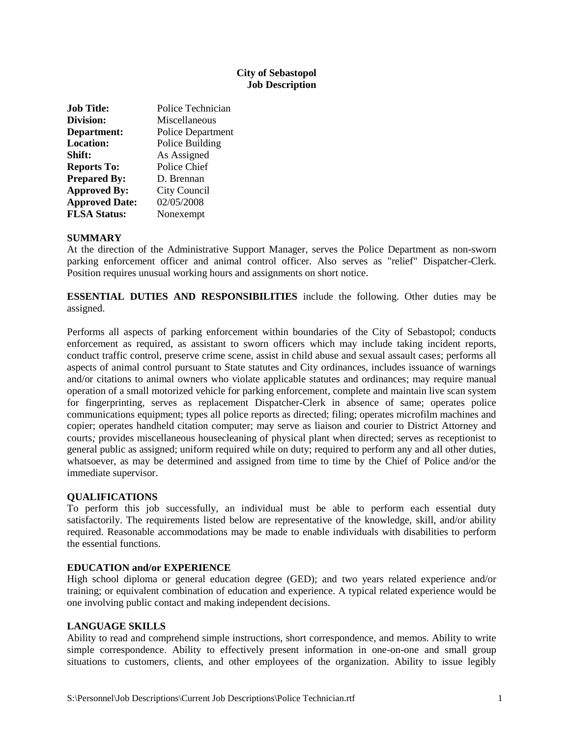**City of Sebastopol**
**Job Description**

| | |
|---|---|
| **Job Title:** | Police Technician |
| **Division:** | Miscellaneous |
| **Department:** | Police Department |
| **Location:** | Police Building |
| **Shift:** | As Assigned |
| **Reports To:** | Police Chief |
| **Prepared By:** | D. Brennan |
| **Approved By:** | City Council |
| **Approved Date:** | 02/05/2008 |
| **FLSA Status:** | Nonexempt |

## SUMMARY

At the direction of the Administrative Support Manager, serves the Police Department as non-sworn parking enforcement officer and animal control officer. Also serves as "relief" Dispatcher-Clerk. Position requires unusual working hours and assignments on short notice.

**ESSENTIAL DUTIES AND RESPONSIBILITIES** include the following. Other duties may be assigned.

Performs all aspects of parking enforcement within boundaries of the City of Sebastopol; conducts enforcement as required, as assistant to sworn officers which may include taking incident reports, conduct traffic control, preserve crime scene, assist in child abuse and sexual assault cases; performs all aspects of animal control pursuant to State statutes and City ordinances, includes issuance of warnings and/or citations to animal owners who violate applicable statutes and ordinances; may require manual operation of a small motorized vehicle for parking enforcement, complete and maintain live scan system for fingerprinting, serves as replacement Dispatcher-Clerk in absence of same; operates police communications equipment; types all police reports as directed; filing; operates microfilm machines and copier; operates handheld citation computer; may serve as liaison and courier to District Attorney and courts; provides miscellaneous housecleaning of physical plant when directed; serves as receptionist to general public as assigned; uniform required while on duty; required to perform any and all other duties, whatsoever, as may be determined and assigned from time to time by the Chief of Police and/or the immediate supervisor.

## QUALIFICATIONS

To perform this job successfully, an individual must be able to perform each essential duty satisfactorily. The requirements listed below are representative of the knowledge, skill, and/or ability required. Reasonable accommodations may be made to enable individuals with disabilities to perform the essential functions.

## EDUCATION and/or EXPERIENCE

High school diploma or general education degree (GED); and two years related experience and/or training; or equivalent combination of education and experience. A typical related experience would be one involving public contact and making independent decisions.

## LANGUAGE SKILLS

Ability to read and comprehend simple instructions, short correspondence, and memos. Ability to write simple correspondence. Ability to effectively present information in one-on-one and small group situations to customers, clients, and other employees of the organization. Ability to issue legibly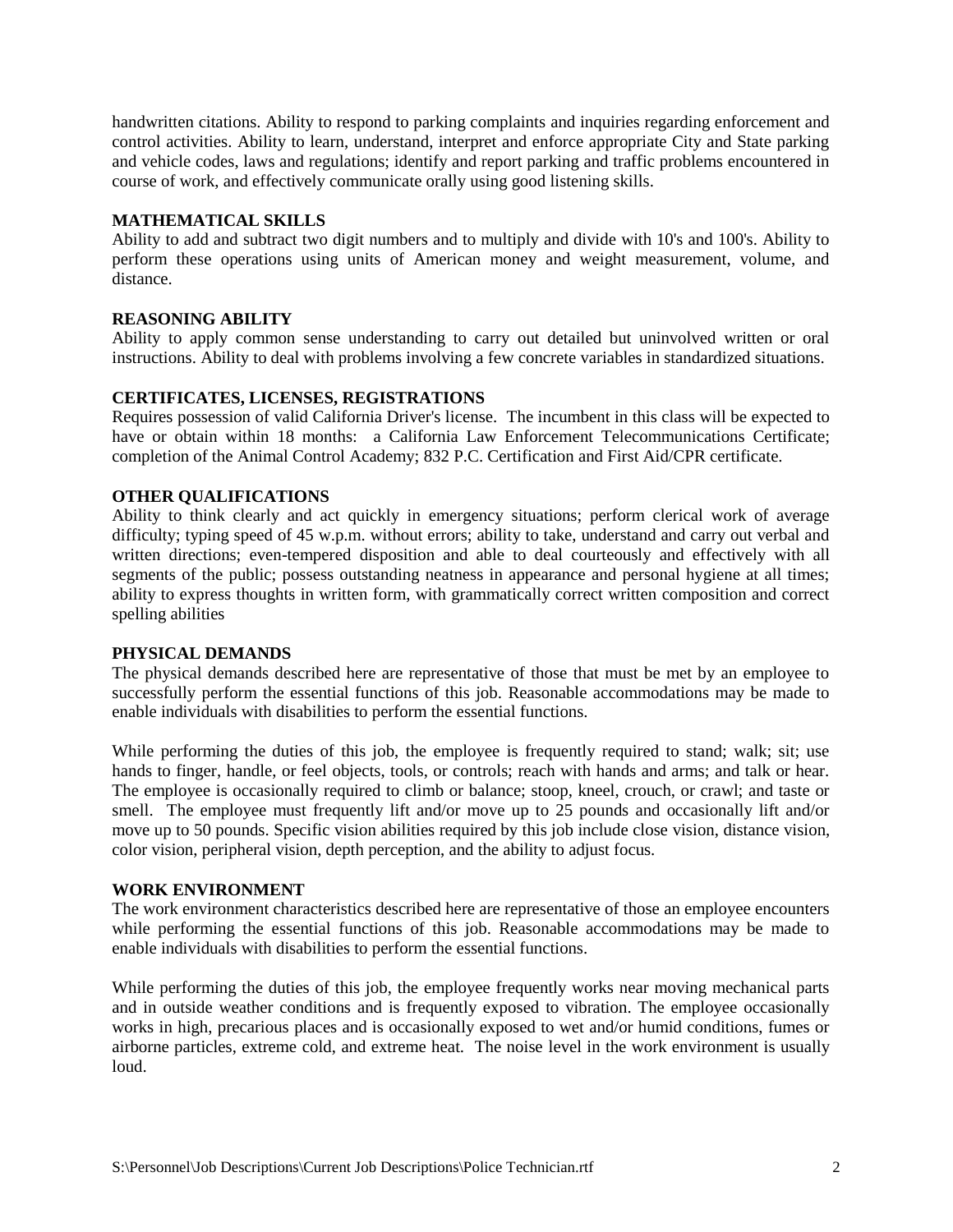handwritten citations. Ability to respond to parking complaints and inquiries regarding enforcement and control activities. Ability to learn, understand, interpret and enforce appropriate City and State parking and vehicle codes, laws and regulations; identify and report parking and traffic problems encountered in course of work, and effectively communicate orally using good listening skills.

**MATHEMATICAL SKILLS**

Ability to add and subtract two digit numbers and to multiply and divide with 10's and 100's. Ability to perform these operations using units of American money and weight measurement, volume, and distance.

**REASONING ABILITY**

Ability to apply common sense understanding to carry out detailed but uninvolved written or oral instructions. Ability to deal with problems involving a few concrete variables in standardized situations.

**CERTIFICATES, LICENSES, REGISTRATIONS**

Requires possession of valid California Driver's license. The incumbent in this class will be expected to have or obtain within 18 months: a California Law Enforcement Telecommunications Certificate; completion of the Animal Control Academy; 832 P.C. Certification and First Aid/CPR certificate.

**OTHER QUALIFICATIONS**

Ability to think clearly and act quickly in emergency situations; perform clerical work of average difficulty; typing speed of 45 w.p.m. without errors; ability to take, understand and carry out verbal and written directions; even-tempered disposition and able to deal courteously and effectively with all segments of the public; possess outstanding neatness in appearance and personal hygiene at all times; ability to express thoughts in written form, with grammatically correct written composition and correct spelling abilities

**PHYSICAL DEMANDS**

The physical demands described here are representative of those that must be met by an employee to successfully perform the essential functions of this job. Reasonable accommodations may be made to enable individuals with disabilities to perform the essential functions.

While performing the duties of this job, the employee is frequently required to stand; walk; sit; use hands to finger, handle, or feel objects, tools, or controls; reach with hands and arms; and talk or hear. The employee is occasionally required to climb or balance; stoop, kneel, crouch, or crawl; and taste or smell. The employee must frequently lift and/or move up to 25 pounds and occasionally lift and/or move up to 50 pounds. Specific vision abilities required by this job include close vision, distance vision, color vision, peripheral vision, depth perception, and the ability to adjust focus.

**WORK ENVIRONMENT**

The work environment characteristics described here are representative of those an employee encounters while performing the essential functions of this job. Reasonable accommodations may be made to enable individuals with disabilities to perform the essential functions.

While performing the duties of this job, the employee frequently works near moving mechanical parts and in outside weather conditions and is frequently exposed to vibration. The employee occasionally works in high, precarious places and is occasionally exposed to wet and/or humid conditions, fumes or airborne particles, extreme cold, and extreme heat. The noise level in the work environment is usually loud.